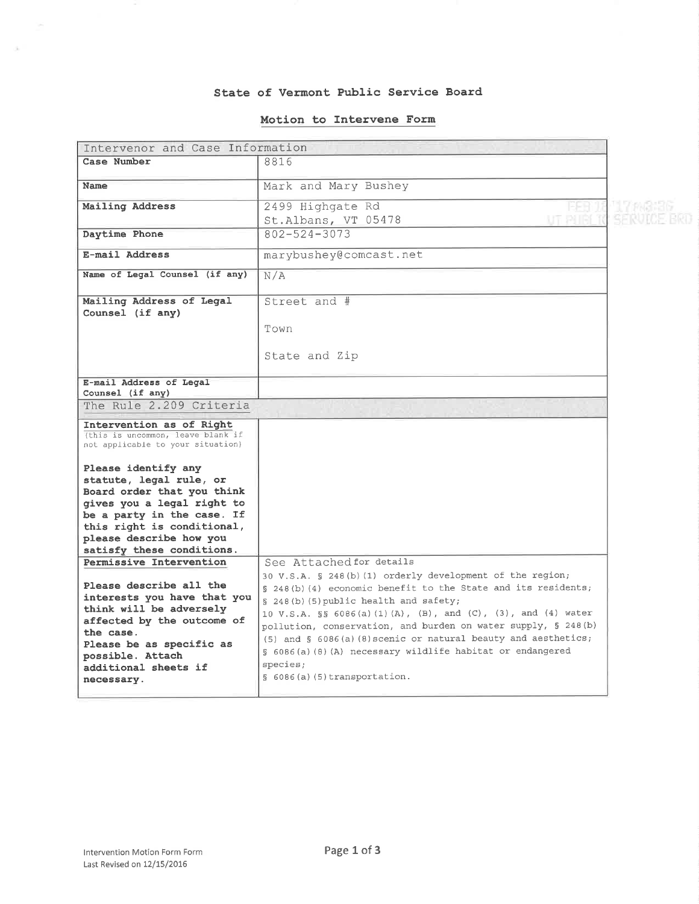# State of Vermont Public Service Board

## Motion to Intervene Form

| Intervenor and Case Information | |
|---|---|
| **Case Number** | 8816 |
| **Name** | Mark and Mary Bushey |
| **Mailing Address** | 2499 Highgate Rd<br>St.Albans, VT 05478 |
| **Daytime Phone** | 802-524-3073 |
| **E-mail Address** | marybushey@comcast.net |
| **Name of Legal Counsel (if any)** | N/A |
| **Mailing Address of Legal Counsel (if any)** | Street and #<br>Town<br>State and Zip |
| **E-mail Address of Legal Counsel (if any)** | |
| The Rule 2.209 Criteria | |
| **Intervention as of Right** (this is uncommon, leave blank if not applicable to your situation)<br><br>**Please identify any statute, legal rule, or Board order that you think gives you a legal right to be a party in the case. If this right is conditional, please describe how you satisfy these conditions.** | |
| **Permissive Intervention**<br><br>**Please describe all the interests you have that you think will be adversely affected by the outcome of the case. Please be as specific as possible. Attach additional sheets if necessary.** | See Attached for details<br>30 V.S.A. § 248(b)(1) orderly development of the region;<br>§ 248(b)(4) economic benefit to the State and its residents;<br>§ 248(b)(5) public health and safety;<br>10 V.S.A. §§ 6086(a)(1)(A), (B), and (C), (3), and (4) water pollution, conservation, and burden on water supply, § 248(b)(5) and § 6086(a)(8) scenic or natural beauty and aesthetics;<br>§ 6086(a)(8)(A) necessary wildlife habitat or endangered species;<br>§ 6086(a)(5) transportation. |

Intervention Motion Form Form
Last Revised on 12/15/2016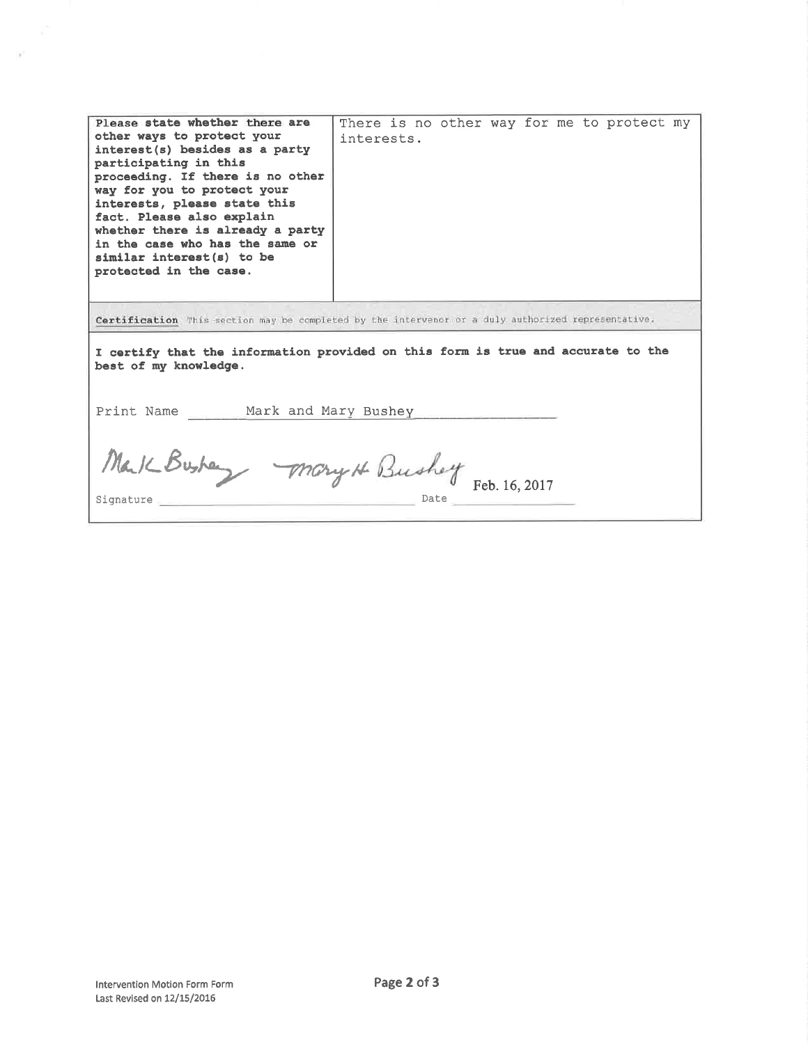| **Please state whether there are other ways to protect your interest(s) besides as a party participating in this proceeding. If there is no other way for you to protect your interests, please state this fact. Please also explain whether there is already a party in the case who has the same or similar interest(s) to be protected in the case.** | There is no other way for me to protect my interests. |
|---|---|

**Certification** This section may be completed by the intervenor or a duly authorized representative.

**I certify that the information provided on this form is true and accurate to the best of my knowledge.**

Print Name Mark and Mary Bushey

Signature Mark Bushey Mary H Bushey Date Feb. 16, 2017

Intervention Motion Form Form
Last Revised on 12/15/2016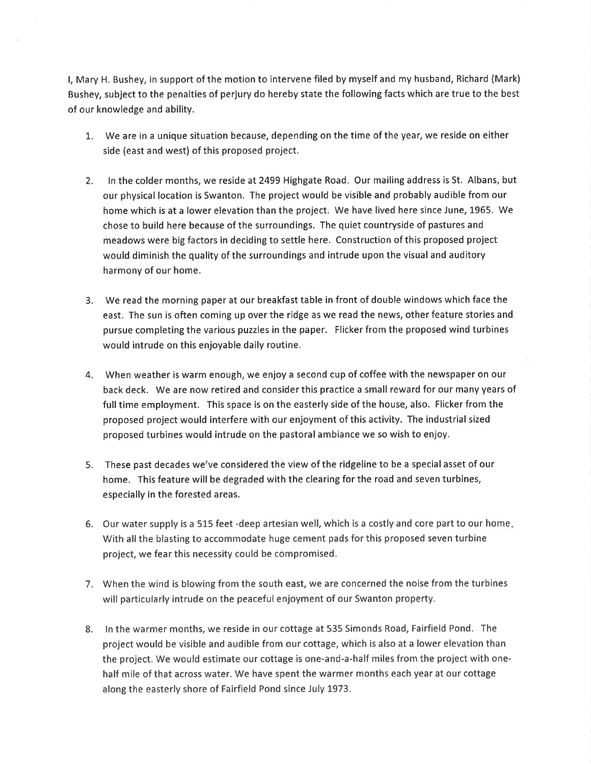I, Mary H. Bushey, in support of the motion to intervene filed by myself and my husband, Richard (Mark) Bushey, subject to the penalties of perjury do hereby state the following facts which are true to the best of our knowledge and ability.

1. We are in a unique situation because, depending on the time of the year, we reside on either side (east and west) of this proposed project.

2. In the colder months, we reside at 2499 Highgate Road. Our mailing address is St. Albans, but our physical location is Swanton. The project would be visible and probably audible from our home which is at a lower elevation than the project. We have lived here since June, 1965. We chose to build here because of the surroundings. The quiet countryside of pastures and meadows were big factors in deciding to settle here. Construction of this proposed project would diminish the quality of the surroundings and intrude upon the visual and auditory harmony of our home.

3. We read the morning paper at our breakfast table in front of double windows which face the east. The sun is often coming up over the ridge as we read the news, other feature stories and pursue completing the various puzzles in the paper. Flicker from the proposed wind turbines would intrude on this enjoyable daily routine.

4. When weather is warm enough, we enjoy a second cup of coffee with the newspaper on our back deck. We are now retired and consider this practice a small reward for our many years of full time employment. This space is on the easterly side of the house, also. Flicker from the proposed project would interfere with our enjoyment of this activity. The industrial sized proposed turbines would intrude on the pastoral ambiance we so wish to enjoy.

5. These past decades we've considered the view of the ridgeline to be a special asset of our home. This feature will be degraded with the clearing for the road and seven turbines, especially in the forested areas.

6. Our water supply is a 515 feet -deep artesian well, which is a costly and core part to our home. With all the blasting to accommodate huge cement pads for this proposed seven turbine project, we fear this necessity could be compromised.

7. When the wind is blowing from the south east, we are concerned the noise from the turbines will particularly intrude on the peaceful enjoyment of our Swanton property.

8. In the warmer months, we reside in our cottage at 535 Simonds Road, Fairfield Pond. The project would be visible and audible from our cottage, which is also at a lower elevation than the project. We would estimate our cottage is one-and-a-half miles from the project with one-half mile of that across water. We have spent the warmer months each year at our cottage along the easterly shore of Fairfield Pond since July 1973.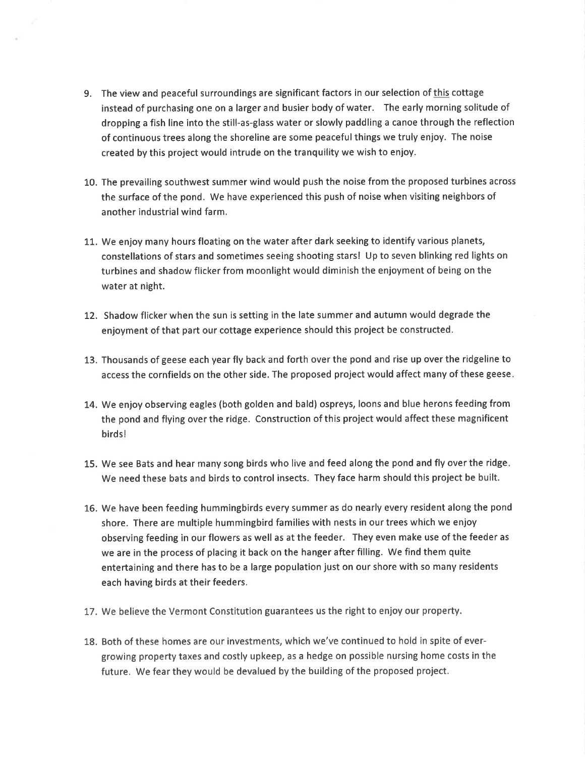9. The view and peaceful surroundings are significant factors in our selection of <u>this</u> cottage instead of purchasing one on a larger and busier body of water. The early morning solitude of dropping a fish line into the still-as-glass water or slowly paddling a canoe through the reflection of continuous trees along the shoreline are some peaceful things we truly enjoy. The noise created by this project would intrude on the tranquility we wish to enjoy.

10. The prevailing southwest summer wind would push the noise from the proposed turbines across the surface of the pond. We have experienced this push of noise when visiting neighbors of another industrial wind farm.

11. We enjoy many hours floating on the water after dark seeking to identify various planets, constellations of stars and sometimes seeing shooting stars! Up to seven blinking red lights on turbines and shadow flicker from moonlight would diminish the enjoyment of being on the water at night.

12. Shadow flicker when the sun is setting in the late summer and autumn would degrade the enjoyment of that part our cottage experience should this project be constructed.

13. Thousands of geese each year fly back and forth over the pond and rise up over the ridgeline to access the cornfields on the other side. The proposed project would affect many of these geese.

14. We enjoy observing eagles (both golden and bald) ospreys, loons and blue herons feeding from the pond and flying over the ridge. Construction of this project would affect these magnificent birds!

15. We see Bats and hear many song birds who live and feed along the pond and fly over the ridge. We need these bats and birds to control insects. They face harm should this project be built.

16. We have been feeding hummingbirds every summer as do nearly every resident along the pond shore. There are multiple hummingbird families with nests in our trees which we enjoy observing feeding in our flowers as well as at the feeder. They even make use of the feeder as we are in the process of placing it back on the hanger after filling. We find them quite entertaining and there has to be a large population just on our shore with so many residents each having birds at their feeders.

17. We believe the Vermont Constitution guarantees us the right to enjoy our property.

18. Both of these homes are our investments, which we've continued to hold in spite of ever-growing property taxes and costly upkeep, as a hedge on possible nursing home costs in the future. We fear they would be devalued by the building of the proposed project.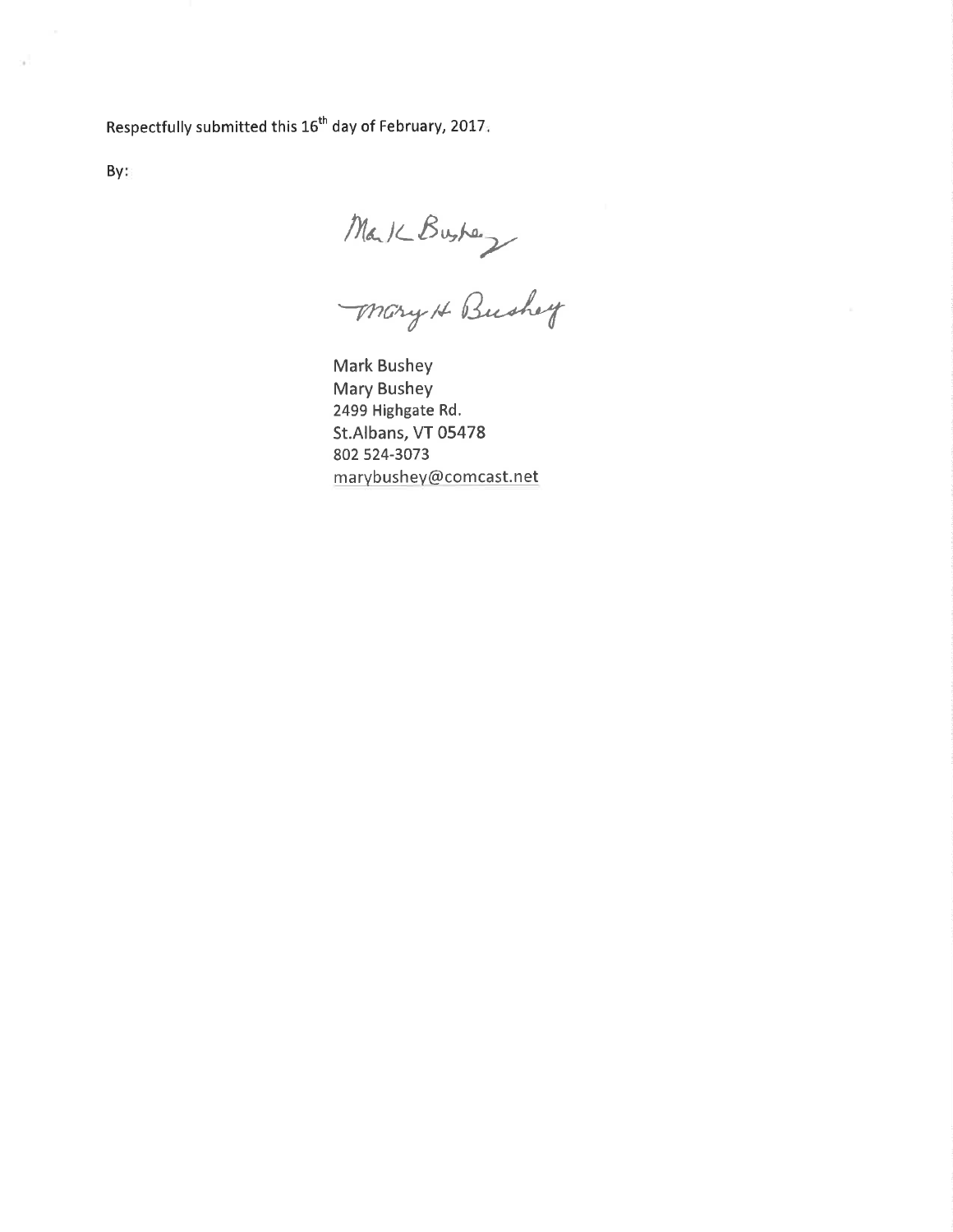Respectfully submitted this 16th day of February, 2017.

By:

Mark K Bushey

Mary H Bushey

Mark Bushey
Mary Bushey
2499 Highgate Rd.
St.Albans, VT 05478
802 524-3073
marybushey@comcast.net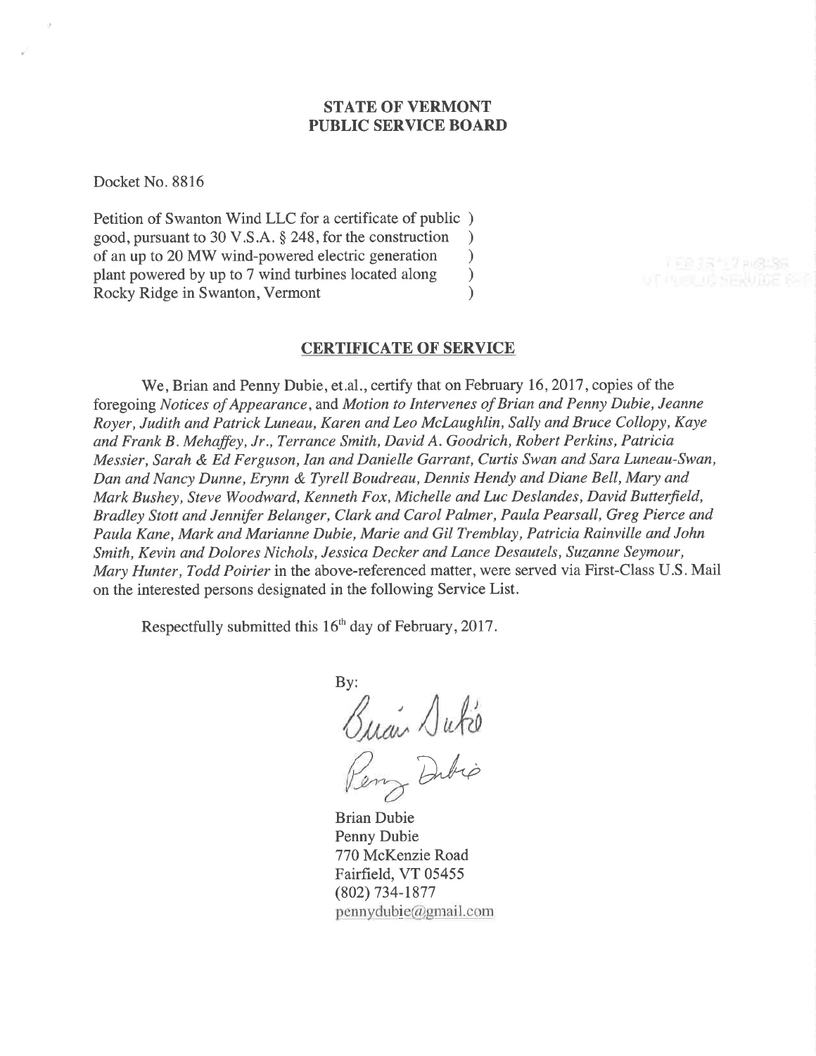**STATE OF VERMONT**
**PUBLIC SERVICE BOARD**

Docket No. 8816

Petition of Swanton Wind LLC for a certificate of public )
good, pursuant to 30 V.S.A. § 248, for the construction )
of an up to 20 MW wind-powered electric generation )
plant powered by up to 7 wind turbines located along )
Rocky Ridge in Swanton, Vermont )

**CERTIFICATE OF SERVICE**

We, Brian and Penny Dubie, et.al., certify that on February 16, 2017, copies of the foregoing *Notices of Appearance*, and *Motion to Intervenes of Brian and Penny Dubie, Jeanne Royer, Judith and Patrick Luneau, Karen and Leo McLaughlin, Sally and Bruce Collopy, Kaye and Frank B. Mehaffey, Jr., Terrance Smith, David A. Goodrich, Robert Perkins, Patricia Messier, Sarah & Ed Ferguson, Ian and Danielle Garrant, Curtis Swan and Sara Luneau-Swan, Dan and Nancy Dunne, Erynn & Tyrell Boudreau, Dennis Hendy and Diane Bell, Mary and Mark Bushey, Steve Woodward, Kenneth Fox, Michelle and Luc Deslandes, David Butterfield, Bradley Stott and Jennifer Belanger, Clark and Carol Palmer, Paula Pearsall, Greg Pierce and Paula Kane, Mark and Marianne Dubie, Marie and Gil Tremblay, Patricia Rainville and John Smith, Kevin and Dolores Nichols, Jessica Decker and Lance Desautels, Suzanne Seymour, Mary Hunter, Todd Poirier* in the above-referenced matter, were served via First-Class U.S. Mail on the interested persons designated in the following Service List.

Respectfully submitted this 16th day of February, 2017.

By:

Brian Dubie
Penny Dubie
770 McKenzie Road
Fairfield, VT 05455
(802) 734-1877
pennydubie@gmail.com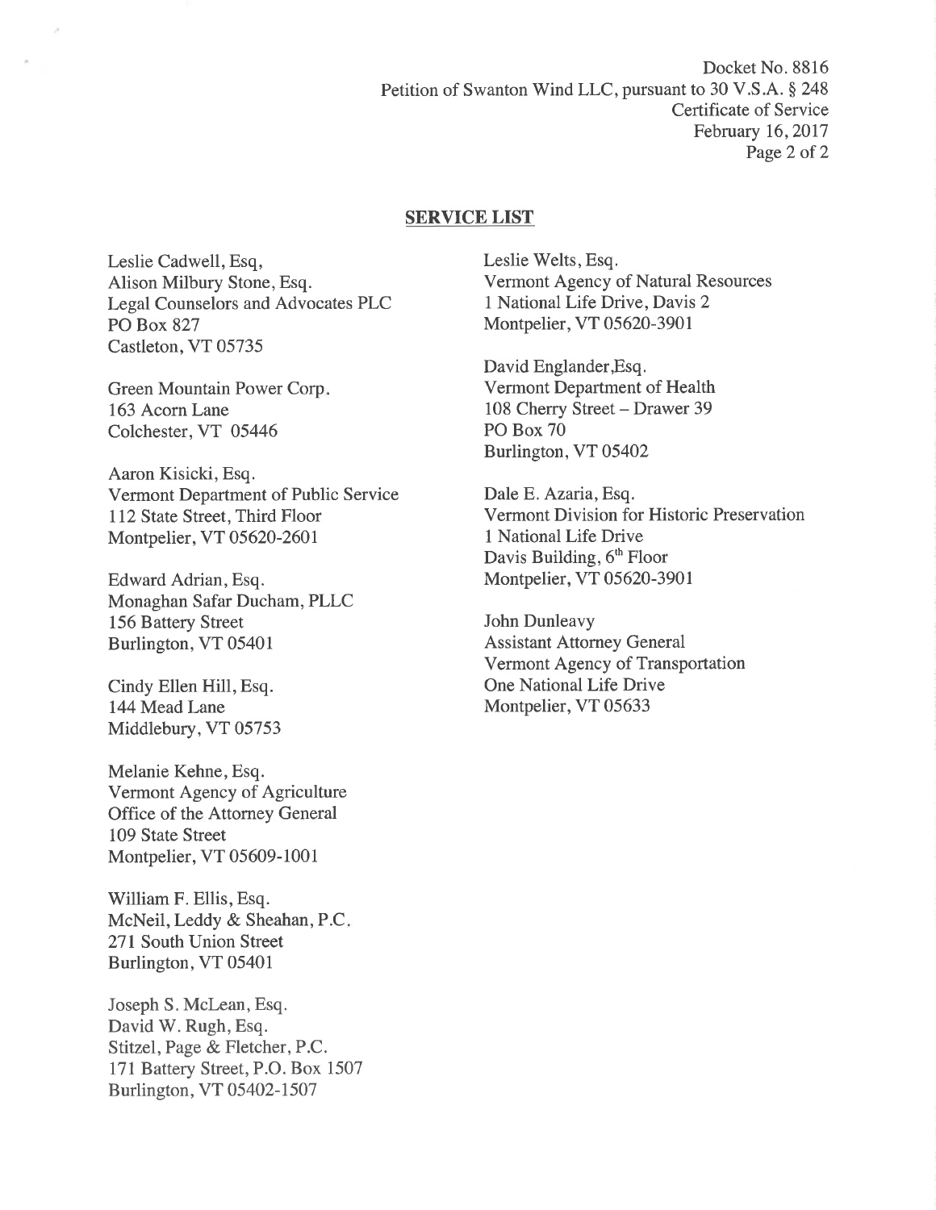## SERVICE LIST

Leslie Cadwell, Esq,
Alison Milbury Stone, Esq.
Legal Counselors and Advocates PLC
PO Box 827
Castleton, VT 05735

Green Mountain Power Corp.
163 Acorn Lane
Colchester, VT 05446

Aaron Kisicki, Esq.
Vermont Department of Public Service
112 State Street, Third Floor
Montpelier, VT 05620-2601

Edward Adrian, Esq.
Monaghan Safar Ducham, PLLC
156 Battery Street
Burlington, VT 05401

Cindy Ellen Hill, Esq.
144 Mead Lane
Middlebury, VT 05753

Melanie Kehne, Esq.
Vermont Agency of Agriculture
Office of the Attorney General
109 State Street
Montpelier, VT 05609-1001

William F. Ellis, Esq.
McNeil, Leddy & Sheahan, P.C.
271 South Union Street
Burlington, VT 05401

Joseph S. McLean, Esq.
David W. Rugh, Esq.
Stitzel, Page & Fletcher, P.C.
171 Battery Street, P.O. Box 1507
Burlington, VT 05402-1507

Leslie Welts, Esq.
Vermont Agency of Natural Resources
1 National Life Drive, Davis 2
Montpelier, VT 05620-3901

David Englander,Esq.
Vermont Department of Health
108 Cherry Street – Drawer 39
PO Box 70
Burlington, VT 05402

Dale E. Azaria, Esq.
Vermont Division for Historic Preservation
1 National Life Drive
Davis Building, 6th Floor
Montpelier, VT 05620-3901

John Dunleavy
Assistant Attorney General
Vermont Agency of Transportation
One National Life Drive
Montpelier, VT 05633